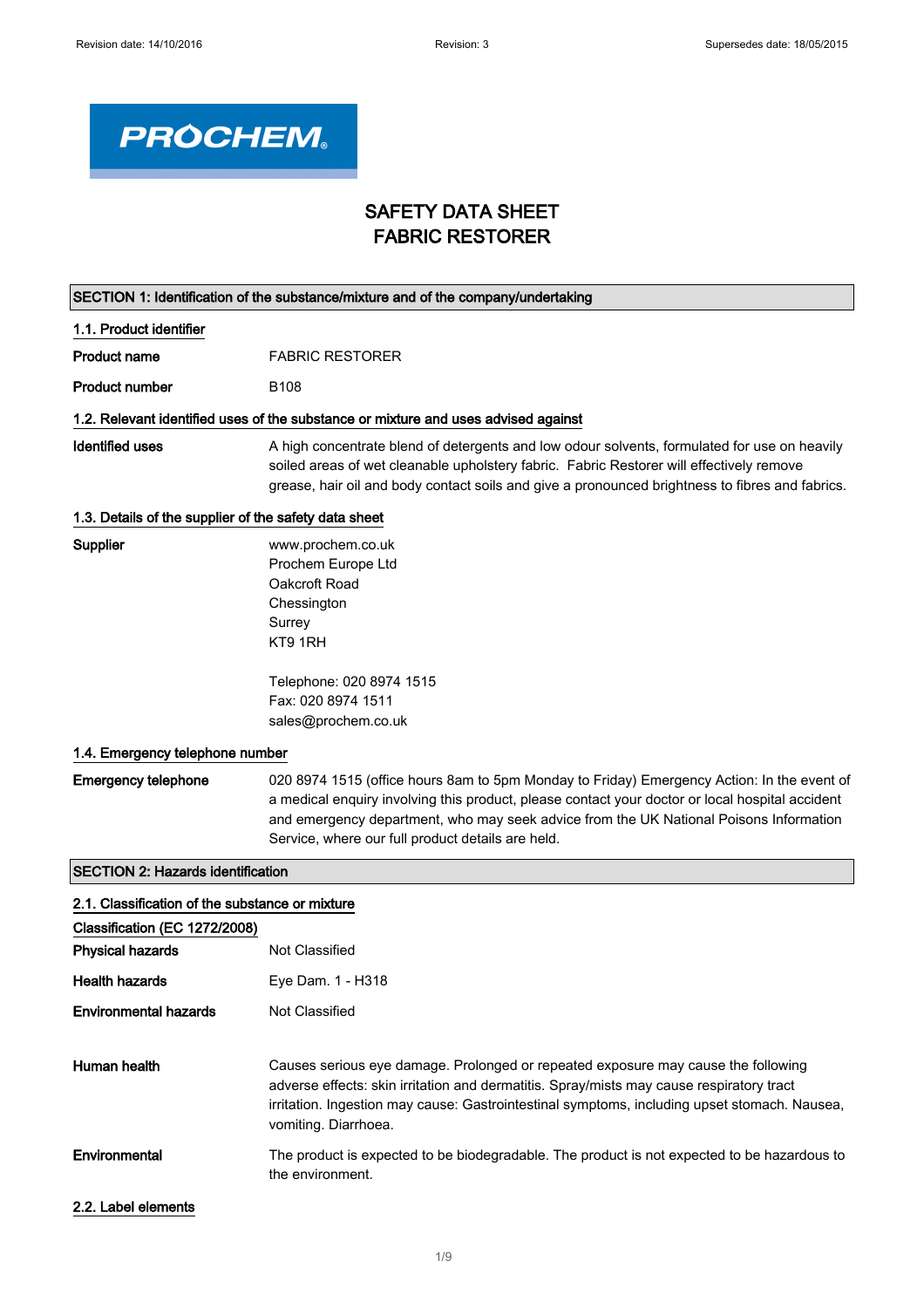Revision date: 14/10/2016 Revision: 3 Supersedes date: 18/05/2015

PROCHEM

# SAFETY DATA SHEET
# FABRIC RESTORER

## SECTION 1: Identification of the substance/mixture and of the company/undertaking

### 1.1. Product identifier

**Product name** FABRIC RESTORER

**Product number** B108

### 1.2. Relevant identified uses of the substance or mixture and uses advised against

**Identified uses** A high concentrate blend of detergents and low odour solvents, formulated for use on heavily soiled areas of wet cleanable upholstery fabric. Fabric Restorer will effectively remove grease, hair oil and body contact soils and give a pronounced brightness to fibres and fabrics.

### 1.3. Details of the supplier of the safety data sheet

**Supplier**
www.prochem.co.uk
Prochem Europe Ltd
Oakcroft Road
Chessington
Surrey
KT9 1RH

Telephone: 020 8974 1515
Fax: 020 8974 1511
sales@prochem.co.uk

### 1.4. Emergency telephone number

**Emergency telephone** 020 8974 1515 (office hours 8am to 5pm Monday to Friday) Emergency Action: In the event of a medical enquiry involving this product, please contact your doctor or local hospital accident and emergency department, who may seek advice from the UK National Poisons Information Service, where our full product details are held.

## SECTION 2: Hazards identification

### 2.1. Classification of the substance or mixture

**Classification (EC 1272/2008)**

**Physical hazards** Not Classified

**Health hazards** Eye Dam. 1 - H318

**Environmental hazards** Not Classified

**Human health** Causes serious eye damage. Prolonged or repeated exposure may cause the following adverse effects: skin irritation and dermatitis. Spray/mists may cause respiratory tract irritation. Ingestion may cause: Gastrointestinal symptoms, including upset stomach. Nausea, vomiting. Diarrhoea.

**Environmental** The product is expected to be biodegradable. The product is not expected to be hazardous to the environment.

### 2.2. Label elements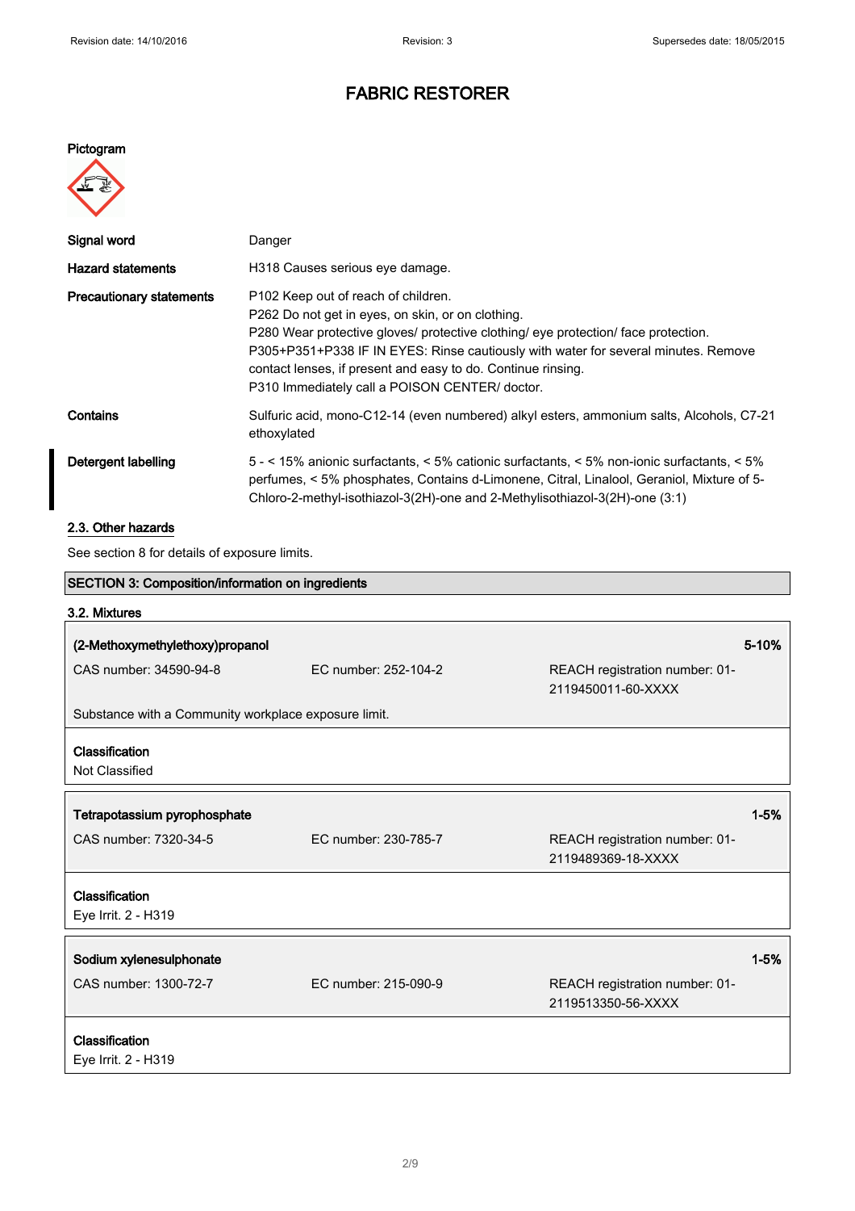# FABRIC RESTORER

**Pictogram**

| | |
|---|---|
| **Signal word** | Danger |
| **Hazard statements** | H318 Causes serious eye damage. |
| **Precautionary statements** | P102 Keep out of reach of children.<br>P262 Do not get in eyes, on skin, or on clothing.<br>P280 Wear protective gloves/ protective clothing/ eye protection/ face protection.<br>P305+P351+P338 IF IN EYES: Rinse cautiously with water for several minutes. Remove contact lenses, if present and easy to do. Continue rinsing.<br>P310 Immediately call a POISON CENTER/ doctor. |
| **Contains** | Sulfuric acid, mono-C12-14 (even numbered) alkyl esters, ammonium salts, Alcohols, C7-21 ethoxylated |
| **Detergent labelling** | 5 - < 15% anionic surfactants, < 5% cationic surfactants, < 5% non-ionic surfactants, < 5% perfumes, < 5% phosphates, Contains d-Limonene, Citral, Linalool, Geraniol, Mixture of 5-Chloro-2-methyl-isothiazol-3(2H)-one and 2-Methylisothiazol-3(2H)-one (3:1) |

## 2.3. Other hazards

See section 8 for details of exposure limits.

## SECTION 3: Composition/information on ingredients

### 3.2. Mixtures

| **(2-Methoxymethylethoxy)propanol** | | **5-10%** |
|---|---|---|
| CAS number: 34590-94-8 | EC number: 252-104-2 | REACH registration number: 01-2119450011-60-XXXX |

Substance with a Community workplace exposure limit.

**Classification**
Not Classified

| **Tetrapotassium pyrophosphate** | | **1-5%** |
|---|---|---|
| CAS number: 7320-34-5 | EC number: 230-785-7 | REACH registration number: 01-2119489369-18-XXXX |

**Classification**
Eye Irrit. 2 - H319

| **Sodium xylenesulphonate** | | **1-5%** |
|---|---|---|
| CAS number: 1300-72-7 | EC number: 215-090-9 | REACH registration number: 01-2119513350-56-XXXX |

**Classification**
Eye Irrit. 2 - H319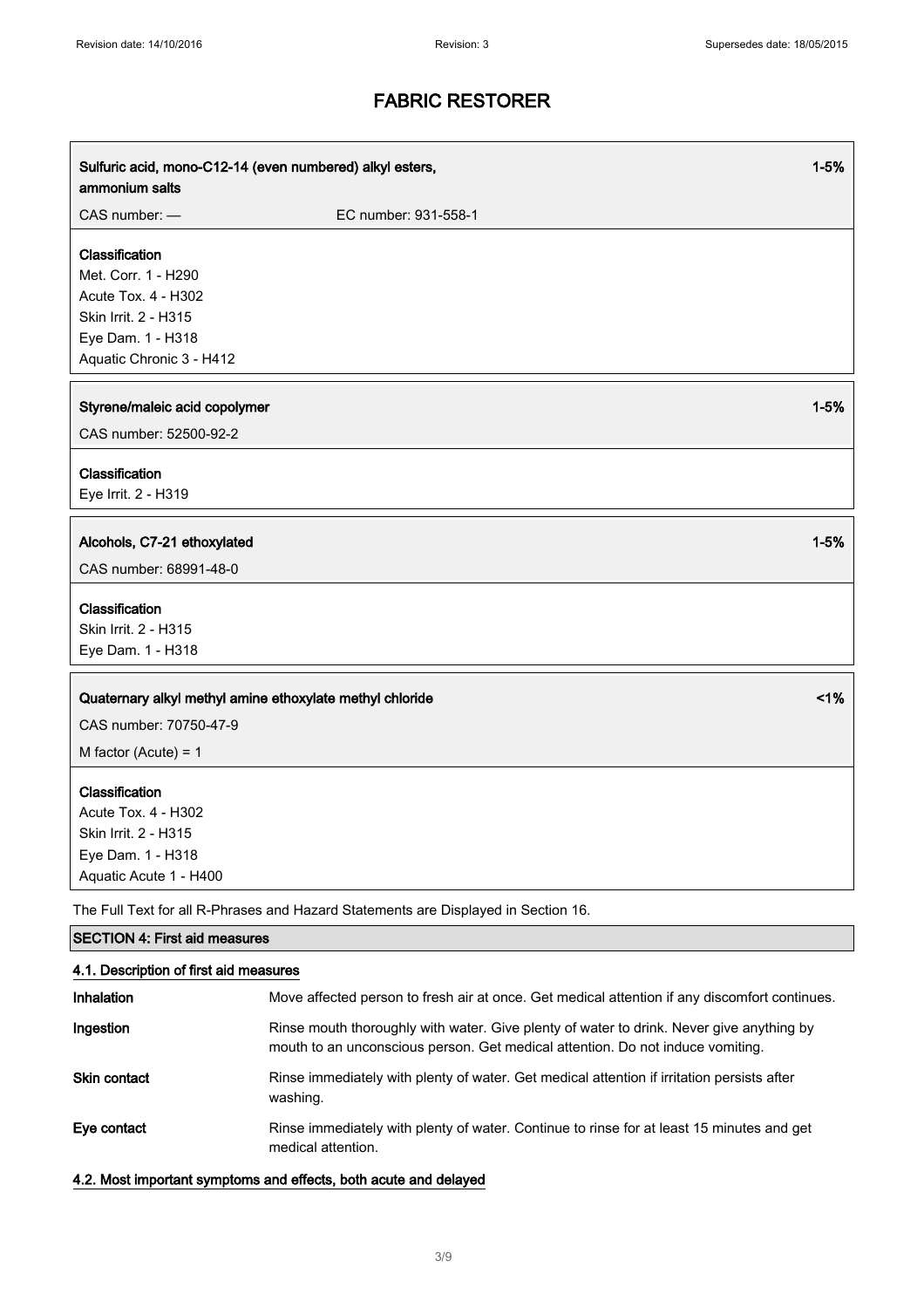# FABRIC RESTORER

| Sulfuric acid, mono-C12-14 (even numbered) alkyl esters, ammonium salts | | 1-5% |
|---|---|---|
| CAS number: — | EC number: 931-558-1 | |

**Classification**
Met. Corr. 1 - H290
Acute Tox. 4 - H302
Skin Irrit. 2 - H315
Eye Dam. 1 - H318
Aquatic Chronic 3 - H412

| Styrene/maleic acid copolymer | 1-5% |
|---|---|
| CAS number: 52500-92-2 | |

**Classification**
Eye Irrit. 2 - H319

| Alcohols, C7-21 ethoxylated | 1-5% |
|---|---|
| CAS number: 68991-48-0 | |

**Classification**
Skin Irrit. 2 - H315
Eye Dam. 1 - H318

| Quaternary alkyl methyl amine ethoxylate methyl chloride | <1% |
|---|---|
| CAS number: 70750-47-9 | |
| M factor (Acute) = 1 | |

**Classification**
Acute Tox. 4 - H302
Skin Irrit. 2 - H315
Eye Dam. 1 - H318
Aquatic Acute 1 - H400

The Full Text for all R-Phrases and Hazard Statements are Displayed in Section 16.

## SECTION 4: First aid measures

### 4.1. Description of first aid measures

| | |
|---|---|
| **Inhalation** | Move affected person to fresh air at once. Get medical attention if any discomfort continues. |
| **Ingestion** | Rinse mouth thoroughly with water. Give plenty of water to drink. Never give anything by mouth to an unconscious person. Get medical attention. Do not induce vomiting. |
| **Skin contact** | Rinse immediately with plenty of water. Get medical attention if irritation persists after washing. |
| **Eye contact** | Rinse immediately with plenty of water. Continue to rinse for at least 15 minutes and get medical attention. |

### 4.2. Most important symptoms and effects, both acute and delayed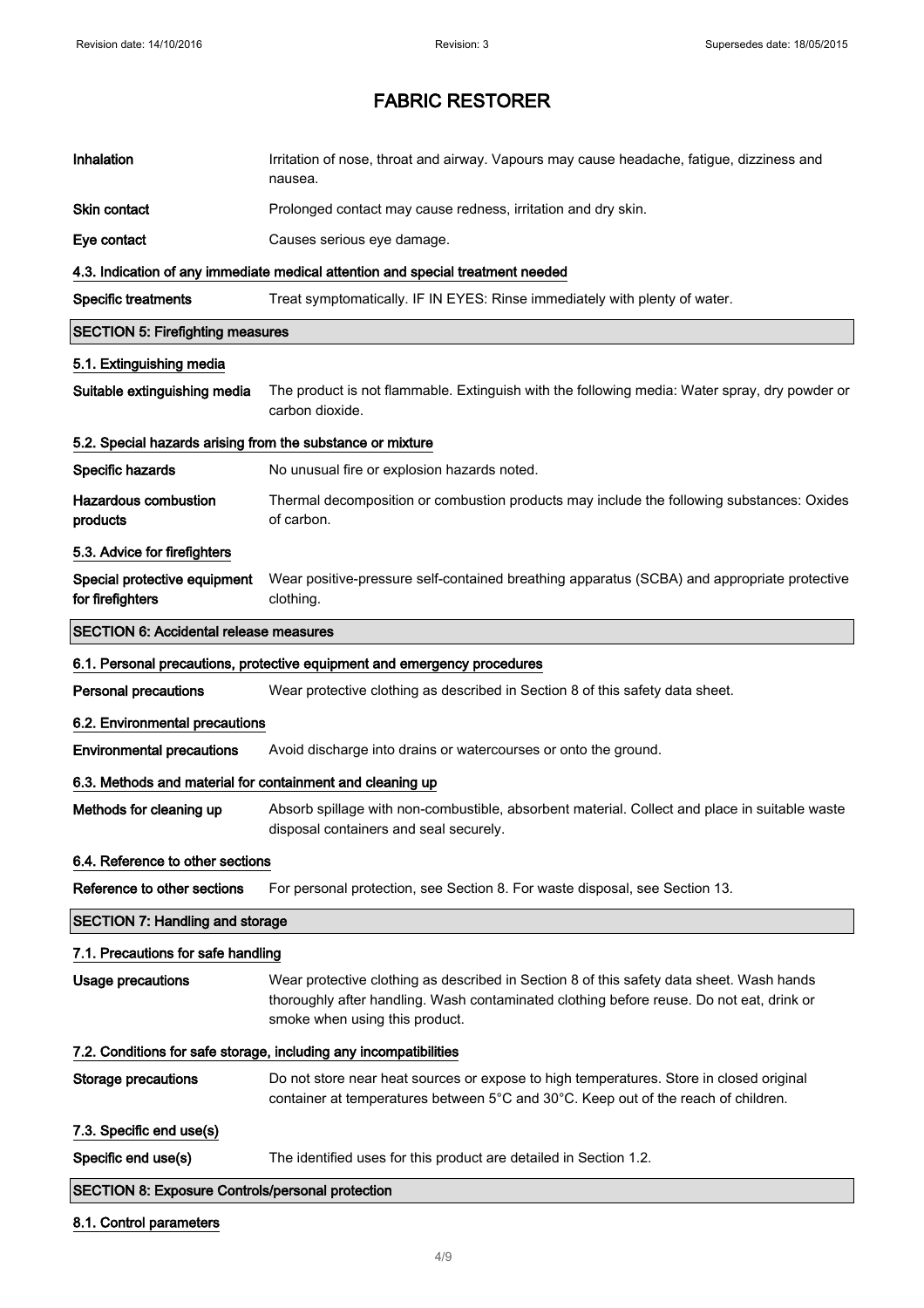# FABRIC RESTORER

**Inhalation** Irritation of nose, throat and airway. Vapours may cause headache, fatigue, dizziness and nausea.

**Skin contact** Prolonged contact may cause redness, irritation and dry skin.

**Eye contact** Causes serious eye damage.

### 4.3. Indication of any immediate medical attention and special treatment needed

**Specific treatments** Treat symptomatically. IF IN EYES: Rinse immediately with plenty of water.

## SECTION 5: Firefighting measures

### 5.1. Extinguishing media

**Suitable extinguishing media** The product is not flammable. Extinguish with the following media: Water spray, dry powder or carbon dioxide.

### 5.2. Special hazards arising from the substance or mixture

**Specific hazards** No unusual fire or explosion hazards noted.

**Hazardous combustion products** Thermal decomposition or combustion products may include the following substances: Oxides of carbon.

### 5.3. Advice for firefighters

**Special protective equipment for firefighters** Wear positive-pressure self-contained breathing apparatus (SCBA) and appropriate protective clothing.

## SECTION 6: Accidental release measures

### 6.1. Personal precautions, protective equipment and emergency procedures

**Personal precautions** Wear protective clothing as described in Section 8 of this safety data sheet.

### 6.2. Environmental precautions

**Environmental precautions** Avoid discharge into drains or watercourses or onto the ground.

### 6.3. Methods and material for containment and cleaning up

**Methods for cleaning up** Absorb spillage with non-combustible, absorbent material. Collect and place in suitable waste disposal containers and seal securely.

### 6.4. Reference to other sections

**Reference to other sections** For personal protection, see Section 8. For waste disposal, see Section 13.

## SECTION 7: Handling and storage

### 7.1. Precautions for safe handling

**Usage precautions** Wear protective clothing as described in Section 8 of this safety data sheet. Wash hands thoroughly after handling. Wash contaminated clothing before reuse. Do not eat, drink or smoke when using this product.

### 7.2. Conditions for safe storage, including any incompatibilities

**Storage precautions** Do not store near heat sources or expose to high temperatures. Store in closed original container at temperatures between 5°C and 30°C. Keep out of the reach of children.

### 7.3. Specific end use(s)

**Specific end use(s)** The identified uses for this product are detailed in Section 1.2.

## SECTION 8: Exposure Controls/personal protection

### 8.1. Control parameters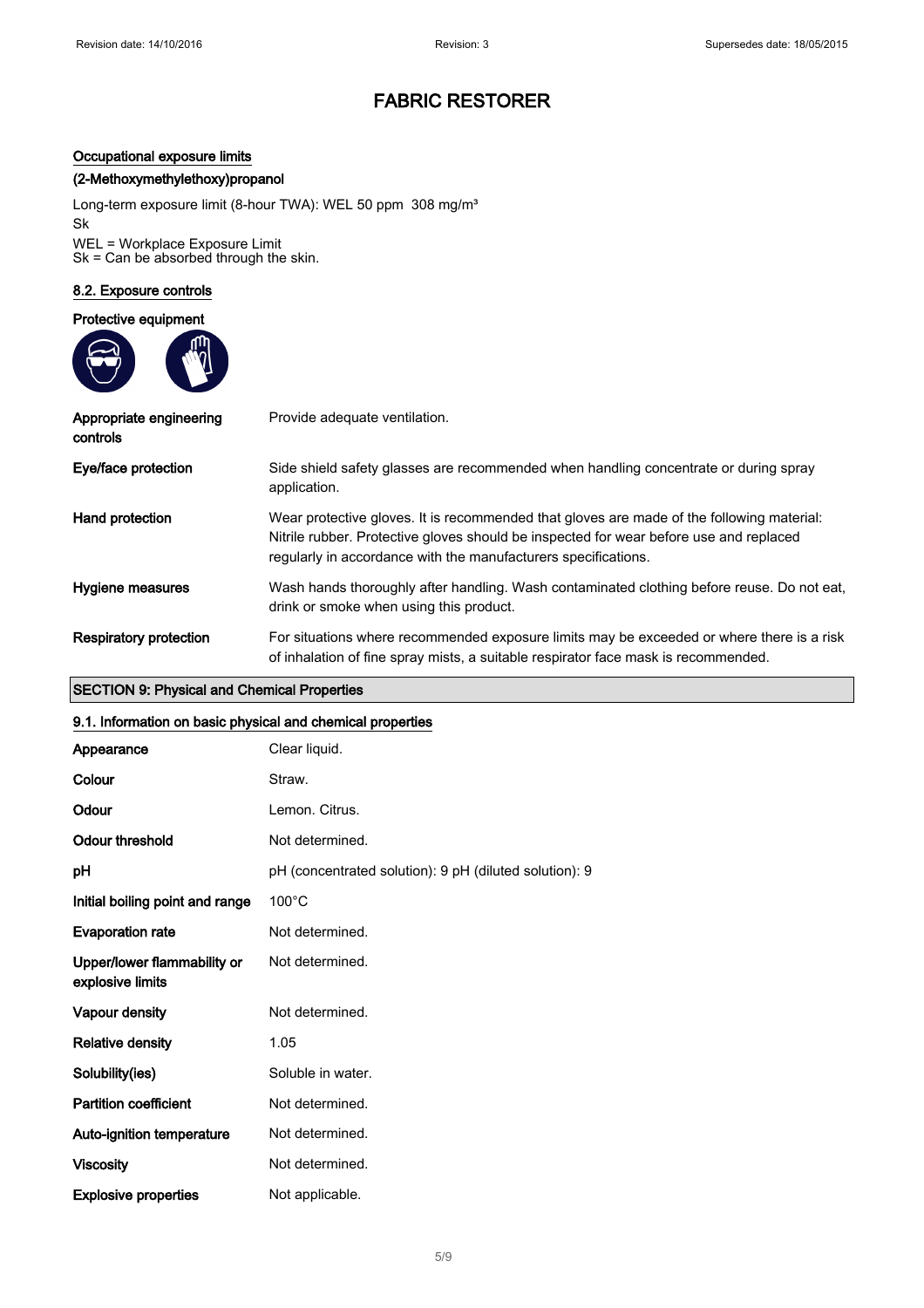# FABRIC RESTORER

### Occupational exposure limits

**(2-Methoxymethylethoxy)propanol**

Long-term exposure limit (8-hour TWA): WEL 50 ppm 308 mg/m³
Sk

WEL = Workplace Exposure Limit
Sk = Can be absorbed through the skin.

### 8.2. Exposure controls

**Protective equipment**

| | |
|---|---|
| **Appropriate engineering controls** | Provide adequate ventilation. |
| **Eye/face protection** | Side shield safety glasses are recommended when handling concentrate or during spray application. |
| **Hand protection** | Wear protective gloves. It is recommended that gloves are made of the following material: Nitrile rubber. Protective gloves should be inspected for wear before use and replaced regularly in accordance with the manufacturers specifications. |
| **Hygiene measures** | Wash hands thoroughly after handling. Wash contaminated clothing before reuse. Do not eat, drink or smoke when using this product. |
| **Respiratory protection** | For situations where recommended exposure limits may be exceeded or where there is a risk of inhalation of fine spray mists, a suitable respirator face mask is recommended. |

## SECTION 9: Physical and Chemical Properties

### 9.1. Information on basic physical and chemical properties

| | |
|---|---|
| **Appearance** | Clear liquid. |
| **Colour** | Straw. |
| **Odour** | Lemon. Citrus. |
| **Odour threshold** | Not determined. |
| **pH** | pH (concentrated solution): 9 pH (diluted solution): 9 |
| **Initial boiling point and range** | 100°C |
| **Evaporation rate** | Not determined. |
| **Upper/lower flammability or explosive limits** | Not determined. |
| **Vapour density** | Not determined. |
| **Relative density** | 1.05 |
| **Solubility(ies)** | Soluble in water. |
| **Partition coefficient** | Not determined. |
| **Auto-ignition temperature** | Not determined. |
| **Viscosity** | Not determined. |
| **Explosive properties** | Not applicable. |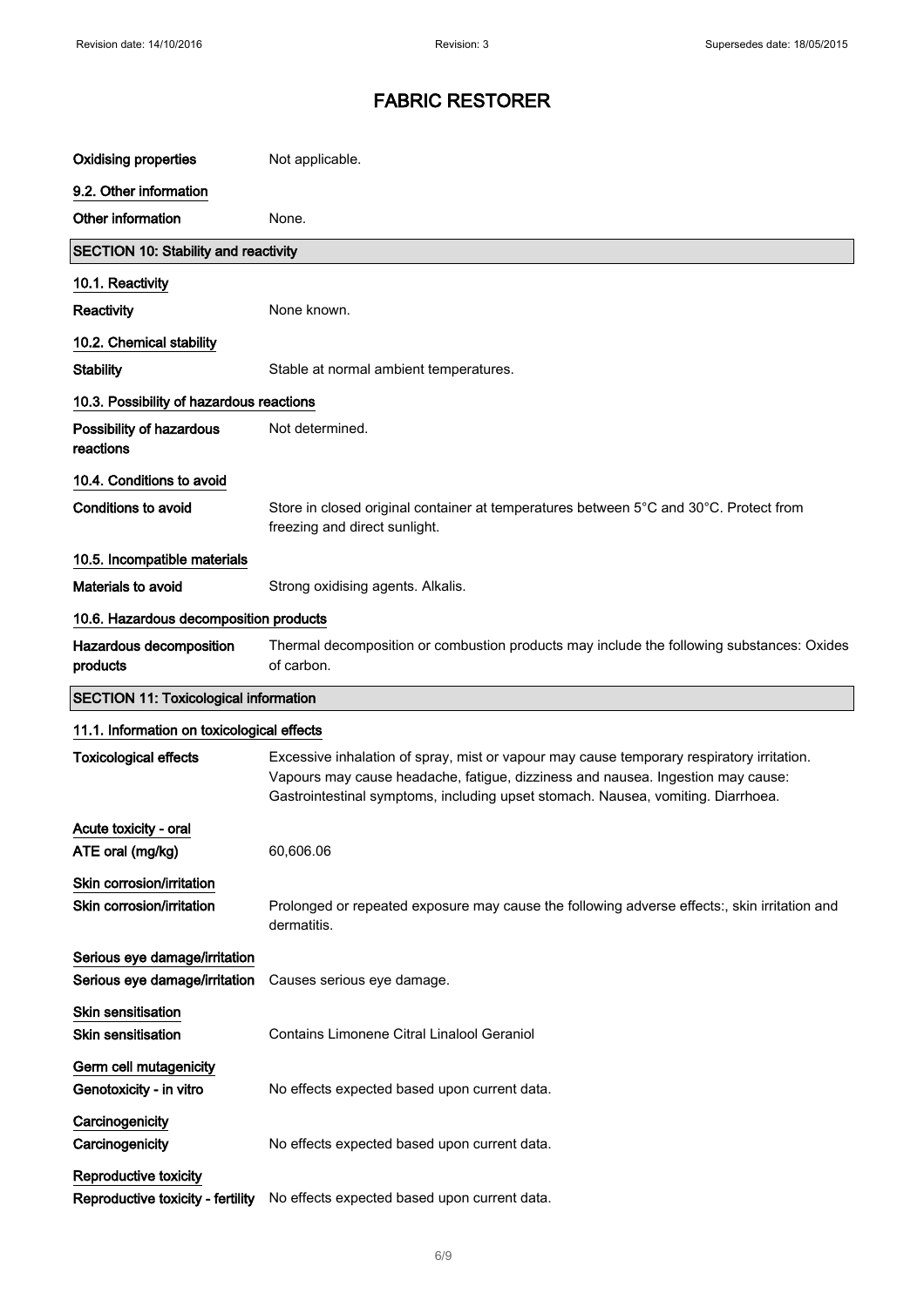# FABRIC RESTORER

| | |
|---|---|
| **Oxidising properties** | Not applicable. |

**9.2. Other information**

| | |
|---|---|
| **Other information** | None. |

## SECTION 10: Stability and reactivity

**10.1. Reactivity**

| | |
|---|---|
| **Reactivity** | None known. |

**10.2. Chemical stability**

| | |
|---|---|
| **Stability** | Stable at normal ambient temperatures. |

**10.3. Possibility of hazardous reactions**

| | |
|---|---|
| **Possibility of hazardous reactions** | Not determined. |

**10.4. Conditions to avoid**

| | |
|---|---|
| **Conditions to avoid** | Store in closed original container at temperatures between 5°C and 30°C. Protect from freezing and direct sunlight. |

**10.5. Incompatible materials**

| | |
|---|---|
| **Materials to avoid** | Strong oxidising agents. Alkalis. |

**10.6. Hazardous decomposition products**

| | |
|---|---|
| **Hazardous decomposition products** | Thermal decomposition or combustion products may include the following substances: Oxides of carbon. |

## SECTION 11: Toxicological information

**11.1. Information on toxicological effects**

| | |
|---|---|
| **Toxicological effects** | Excessive inhalation of spray, mist or vapour may cause temporary respiratory irritation. Vapours may cause headache, fatigue, dizziness and nausea. Ingestion may cause: Gastrointestinal symptoms, including upset stomach. Nausea, vomiting. Diarrhoea. |

**Acute toxicity - oral**

| | |
|---|---|
| **ATE oral (mg/kg)** | 60,606.06 |

**Skin corrosion/irritation**

| | |
|---|---|
| **Skin corrosion/irritation** | Prolonged or repeated exposure may cause the following adverse effects:, skin irritation and dermatitis. |

**Serious eye damage/irritation**

| | |
|---|---|
| **Serious eye damage/irritation** | Causes serious eye damage. |

**Skin sensitisation**

| | |
|---|---|
| **Skin sensitisation** | Contains Limonene Citral Linalool Geraniol |

**Germ cell mutagenicity**

| | |
|---|---|
| **Genotoxicity - in vitro** | No effects expected based upon current data. |

**Carcinogenicity**

| | |
|---|---|
| **Carcinogenicity** | No effects expected based upon current data. |

**Reproductive toxicity**

| | |
|---|---|
| **Reproductive toxicity - fertility** | No effects expected based upon current data. |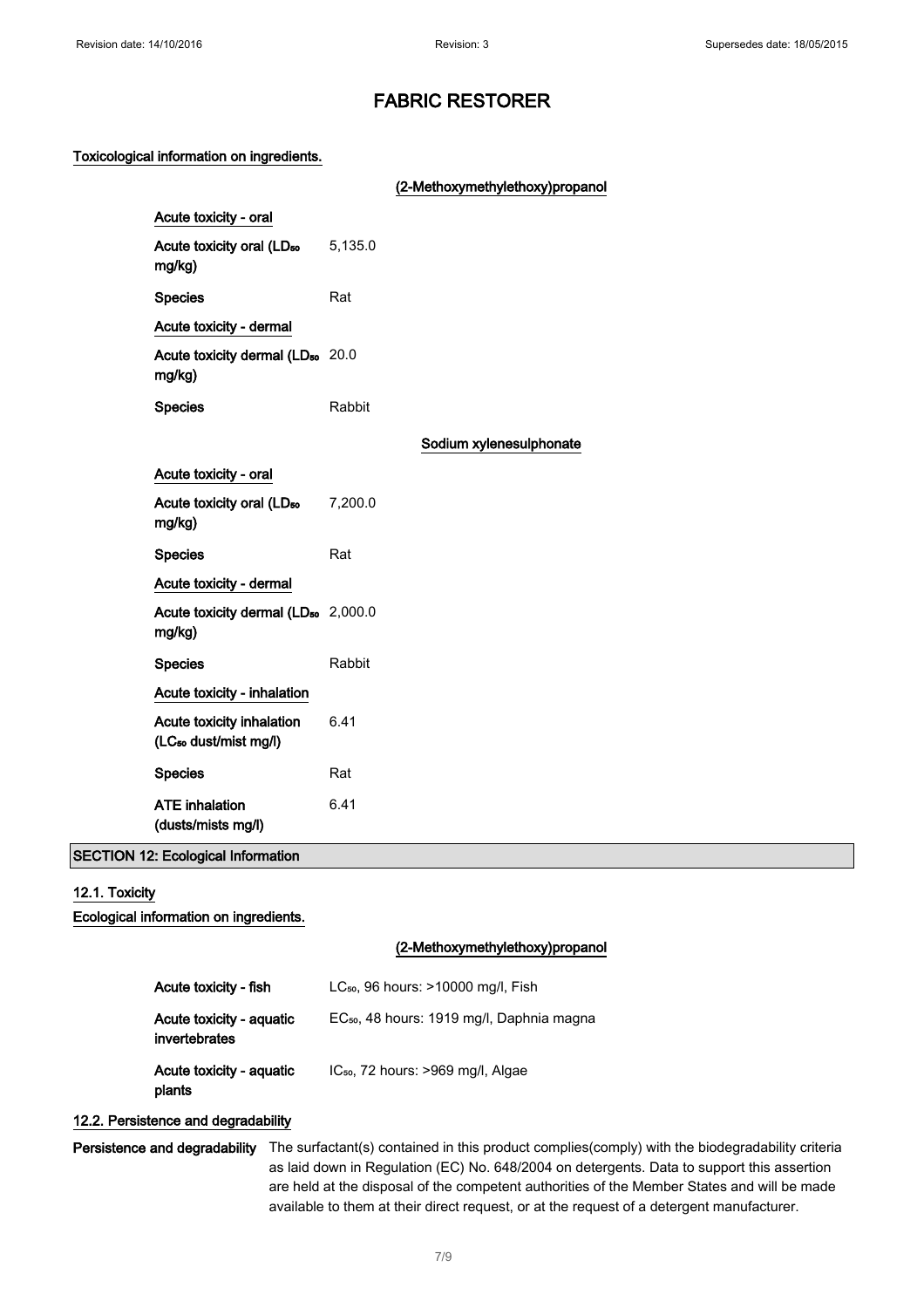# FABRIC RESTORER

**Toxicological information on ingredients.**

**(2-Methoxymethylethoxy)propanol**

**Acute toxicity - oral**

| | |
|---|---|
| Acute toxicity oral ($LD_{50}$ mg/kg) | 5,135.0 |
| Species | Rat |

**Acute toxicity - dermal**

| | |
|---|---|
| Acute toxicity dermal ($LD_{50}$ mg/kg) | 20.0 |
| Species | Rabbit |

**Sodium xylenesulphonate**

**Acute toxicity - oral**

| | |
|---|---|
| Acute toxicity oral ($LD_{50}$ mg/kg) | 7,200.0 |
| Species | Rat |

**Acute toxicity - dermal**

| | |
|---|---|
| Acute toxicity dermal ($LD_{50}$ mg/kg) | 2,000.0 |
| Species | Rabbit |

**Acute toxicity - inhalation**

| | |
|---|---|
| Acute toxicity inhalation ($LC_{50}$ dust/mist mg/l) | 6.41 |
| Species | Rat |
| ATE inhalation (dusts/mists mg/l) | 6.41 |

## SECTION 12: Ecological Information

### 12.1. Toxicity

**Ecological information on ingredients.**

**(2-Methoxymethylethoxy)propanol**

| | |
|---|---|
| Acute toxicity - fish | $LC_{50}$, 96 hours: >10000 mg/l, Fish |
| Acute toxicity - aquatic invertebrates | $EC_{50}$, 48 hours: 1919 mg/l, Daphnia magna |
| Acute toxicity - aquatic plants | $IC_{50}$, 72 hours: >969 mg/l, Algae |

### 12.2. Persistence and degradability

**Persistence and degradability** The surfactant(s) contained in this product complies(comply) with the biodegradability criteria as laid down in Regulation (EC) No. 648/2004 on detergents. Data to support this assertion are held at the disposal of the competent authorities of the Member States and will be made available to them at their direct request, or at the request of a detergent manufacturer.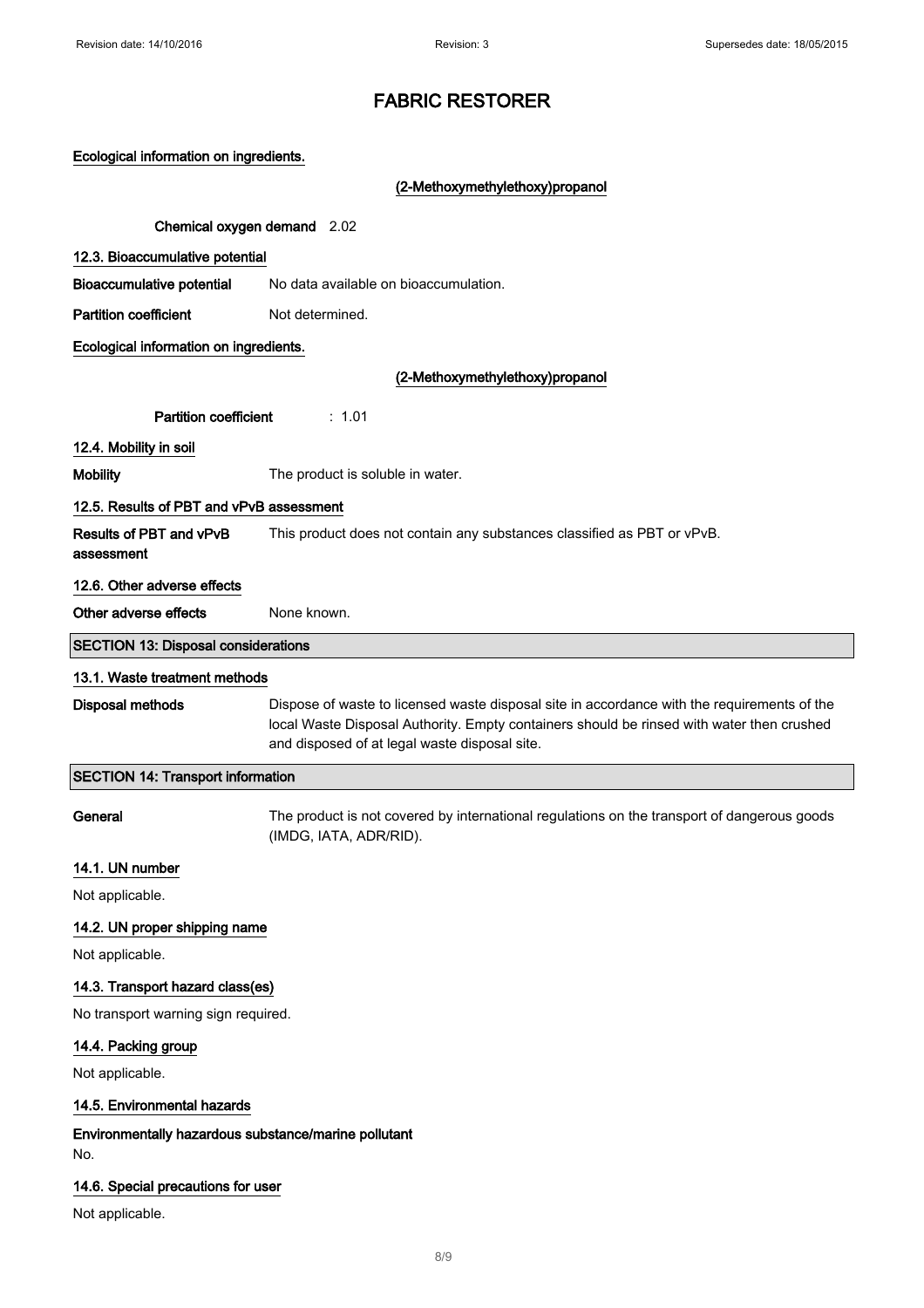# FABRIC RESTORER

**Ecological information on ingredients.**

**(2-Methoxymethylethoxy)propanol**

**Chemical oxygen demand** 2.02

### 12.3. Bioaccumulative potential

**Bioaccumulative potential** No data available on bioaccumulation.

**Partition coefficient** Not determined.

**Ecological information on ingredients.**

**(2-Methoxymethylethoxy)propanol**

**Partition coefficient** : 1.01

### 12.4. Mobility in soil

**Mobility** The product is soluble in water.

### 12.5. Results of PBT and vPvB assessment

**Results of PBT and vPvB assessment** This product does not contain any substances classified as PBT or vPvB.

### 12.6. Other adverse effects

**Other adverse effects** None known.

## SECTION 13: Disposal considerations

### 13.1. Waste treatment methods

**Disposal methods** Dispose of waste to licensed waste disposal site in accordance with the requirements of the local Waste Disposal Authority. Empty containers should be rinsed with water then crushed and disposed of at legal waste disposal site.

## SECTION 14: Transport information

**General** The product is not covered by international regulations on the transport of dangerous goods (IMDG, IATA, ADR/RID).

### 14.1. UN number

Not applicable.

### 14.2. UN proper shipping name

Not applicable.

### 14.3. Transport hazard class(es)

No transport warning sign required.

### 14.4. Packing group

Not applicable.

### 14.5. Environmental hazards

**Environmentally hazardous substance/marine pollutant**

No.

### 14.6. Special precautions for user

Not applicable.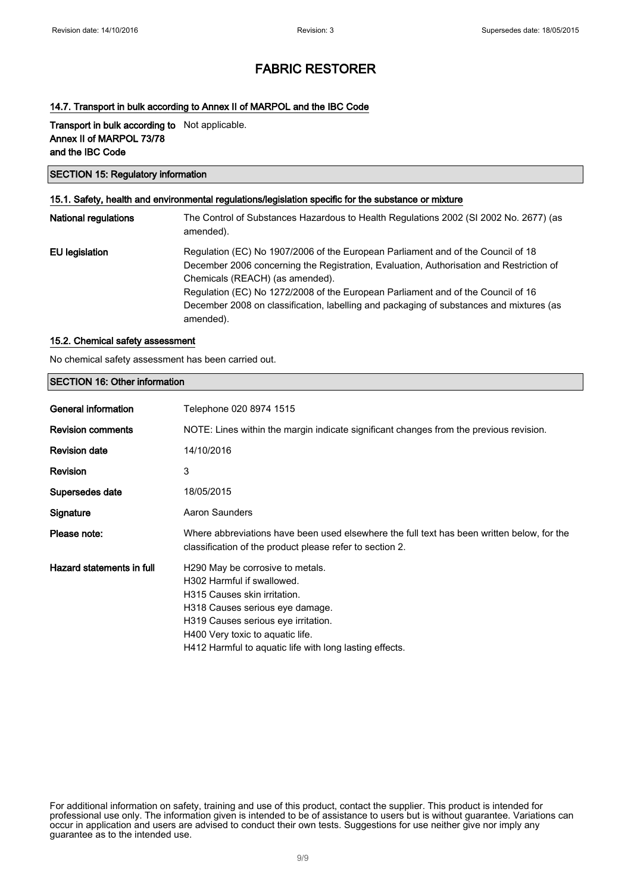# FABRIC RESTORER

### 14.7. Transport in bulk according to Annex II of MARPOL and the IBC Code

| | |
|---|---|
| **Transport in bulk according to Annex II of MARPOL 73/78 and the IBC Code** | Not applicable. |

## SECTION 15: Regulatory information

### 15.1. Safety, health and environmental regulations/legislation specific for the substance or mixture

| | |
|---|---|
| **National regulations** | The Control of Substances Hazardous to Health Regulations 2002 (SI 2002 No. 2677) (as amended). |
| **EU legislation** | Regulation (EC) No 1907/2006 of the European Parliament and of the Council of 18 December 2006 concerning the Registration, Evaluation, Authorisation and Restriction of Chemicals (REACH) (as amended).<br>Regulation (EC) No 1272/2008 of the European Parliament and of the Council of 16 December 2008 on classification, labelling and packaging of substances and mixtures (as amended). |

### 15.2. Chemical safety assessment

No chemical safety assessment has been carried out.

## SECTION 16: Other information

| | |
|---|---|
| **General information** | Telephone 020 8974 1515 |
| **Revision comments** | NOTE: Lines within the margin indicate significant changes from the previous revision. |
| **Revision date** | 14/10/2016 |
| **Revision** | 3 |
| **Supersedes date** | 18/05/2015 |
| **Signature** | Aaron Saunders |
| **Please note:** | Where abbreviations have been used elsewhere the full text has been written below, for the classification of the product please refer to section 2. |
| **Hazard statements in full** | H290 May be corrosive to metals.<br>H302 Harmful if swallowed.<br>H315 Causes skin irritation.<br>H318 Causes serious eye damage.<br>H319 Causes serious eye irritation.<br>H400 Very toxic to aquatic life.<br>H412 Harmful to aquatic life with long lasting effects. |

For additional information on safety, training and use of this product, contact the supplier. This product is intended for professional use only. The information given is intended to be of assistance to users but is without guarantee. Variations can occur in application and users are advised to conduct their own tests. Suggestions for use neither give nor imply any guarantee as to the intended use.